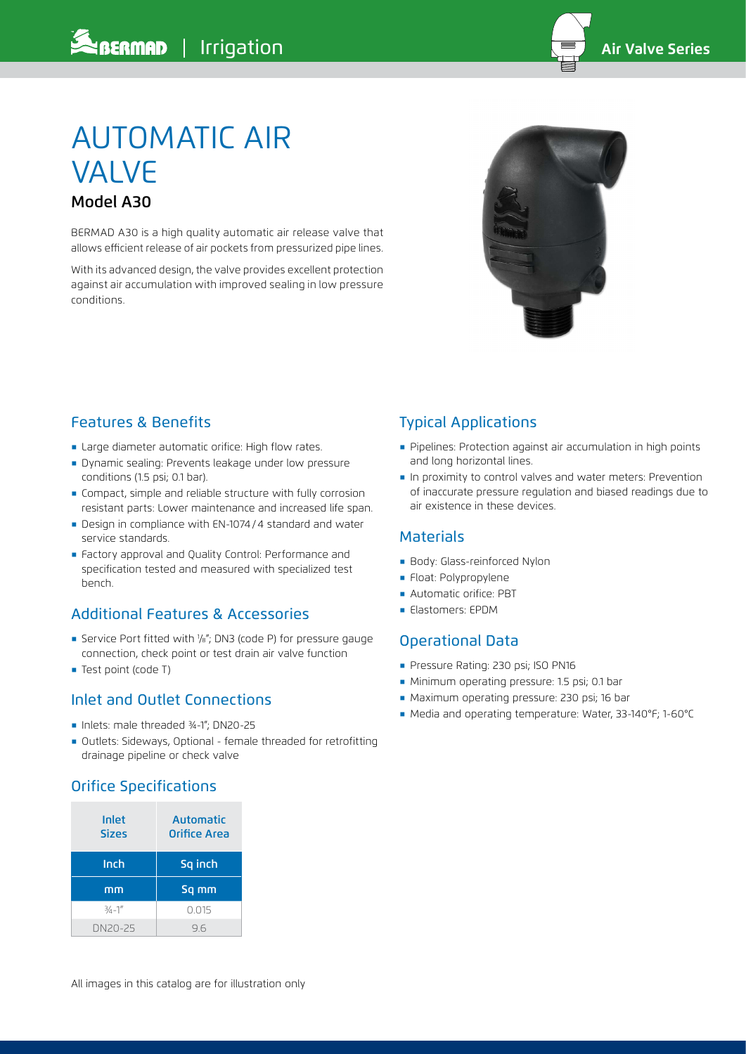# AUTOMATIC AIR VALVE

## Model A30

BERMAD A30 is a high quality automatic air release valve that allows efficient release of air pockets from pressurized pipe lines.

With its advanced design, the valve provides excellent protection against air accumulation with improved sealing in low pressure conditions.

## Features & Benefits

- Large diameter automatic orifice: High flow rates.
- Dynamic sealing: Prevents leakage under low pressure conditions (1.5 psi; 0.1 bar).
- Compact, simple and reliable structure with fully corrosion resistant parts: Lower maintenance and increased life span.
- Design in compliance with EN-1074/4 standard and water service standards.
- Factory approval and Quality Control: Performance and specification tested and measured with specialized test bench.

## Additional Features & Accessories

- Service Port fitted with ⅛"; DN3 (code P) for pressure gauge connection, check point or test drain air valve function
- Test point (code T)

## Inlet and Outlet Connections

- Inlets: male threaded ¾-1"; DN20-25
- Outlets: Sideways, Optional - female threaded for retrofitting drainage pipeline or check valve

## Orifice Specifications

| Inlet Sizes | Automatic Orifice Area |
|---|---|
| Inch | Sq inch |
| mm | Sq mm |
| ¾-1" | 0.015 |
| DN20-25 | 9.6 |

## Typical Applications

- Pipelines: Protection against air accumulation in high points and long horizontal lines.
- In proximity to control valves and water meters: Prevention of inaccurate pressure regulation and biased readings due to air existence in these devices.

## Materials

- Body: Glass-reinforced Nylon
- Float: Polypropylene
- Automatic orifice: PBT
- Elastomers: EPDM

## Operational Data

- Pressure Rating: 230 psi; ISO PN16
- Minimum operating pressure: 1.5 psi; 0.1 bar
- Maximum operating pressure: 230 psi; 16 bar
- Media and operating temperature: Water, 33-140°F; 1-60°C

All images in this catalog are for illustration only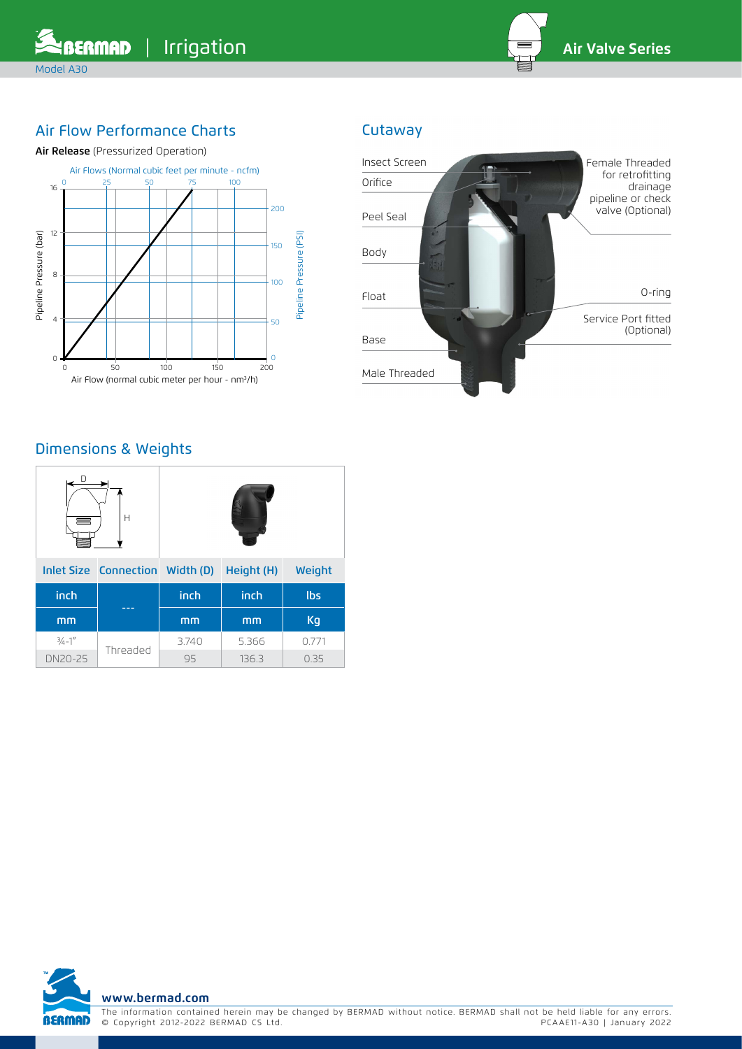## Air Flow Performance Charts

**Air Release** (Pressurized Operation)

Air Flows (Normal cubic feet per minute - ncfm)

0 25 50 75 100

Pipeline Pressure (bar)

16 12 8 4 0

Pipeline Pressure (PSI)

200 150 100 50 0

0 50 100 150 200

Air Flow (normal cubic meter per hour - nm³/h)

## Cutaway

Insect Screen

Orifice

Peel Seal

Body

Float

Base

Male Threaded

Female Threaded for retrofitting drainage pipeline or check valve (Optional)

O-ring

Service Port fitted (Optional)

## Dimensions & Weights

D

H

| Inlet Size | Connection | Width (D) | Height (H) | Weight |
|---|---|---|---|---|
| inch | --- | inch | inch | lbs |
| mm | | mm | mm | Kg |
| ¾-1" | Threaded | 3.740 | 5.366 | 0.771 |
| DN20-25 | | 95 | 136.3 | 0.35 |

**www.bermad.com**

The information contained herein may be changed by BERMAD without notice. BERMAD shall not be held liable for any errors.
© Copyright 2012-2022 BERMAD CS Ltd. PCAAE11-A30 | January 2022